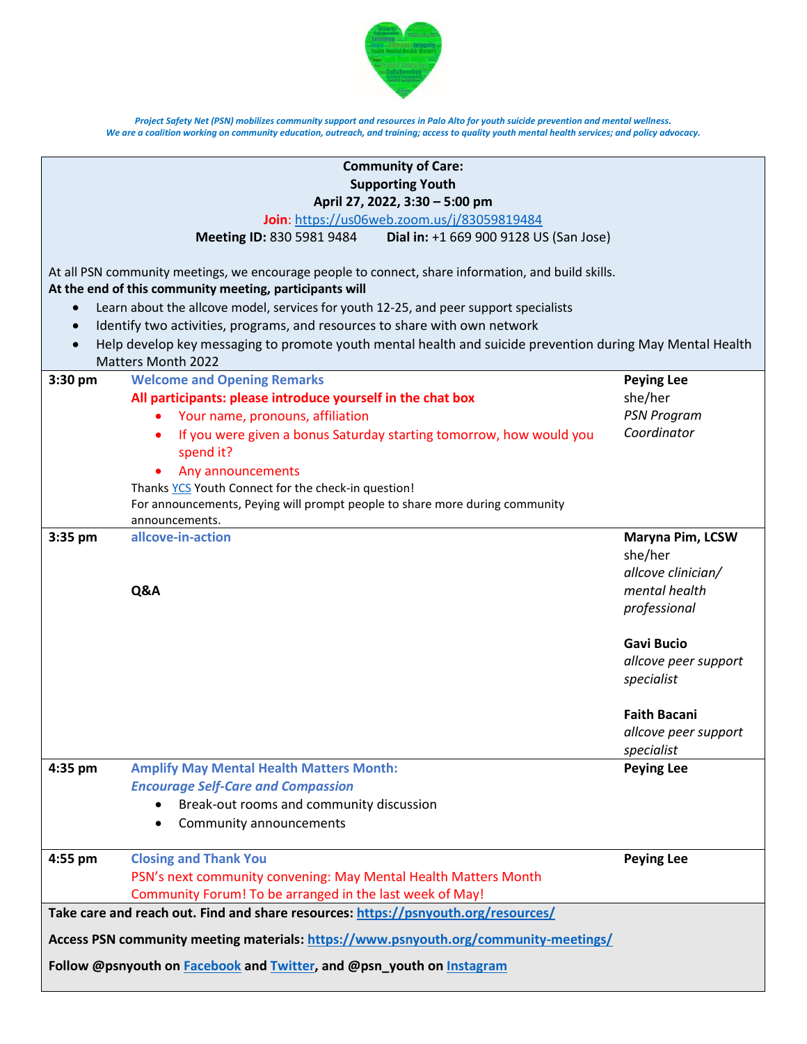*Project Safety Net (PSN) mobilizes community support and resources in Palo Alto for youth suicide prevention and mental wellness.*
*We are a coalition working on community education, outreach, and training; access to quality youth mental health services; and policy advocacy.*

**Community of Care:**
**Supporting Youth**
**April 27, 2022, 3:30 – 5:00 pm**

**Join**: https://us06web.zoom.us/j/83059819484

**Meeting ID:** 830 5981 9484 **Dial in:** +1 669 900 9128 US (San Jose)

At all PSN community meetings, we encourage people to connect, share information, and build skills.

**At the end of this community meeting, participants will**

- Learn about the allcove model, services for youth 12-25, and peer support specialists
- Identify two activities, programs, and resources to share with own network
- Help develop key messaging to promote youth mental health and suicide prevention during May Mental Health Matters Month 2022

| Time | Agenda | Presenter |
|---|---|---|
| **3:30 pm** | **Welcome and Opening Remarks**<br>**All participants: please introduce yourself in the chat box**<br>• Your name, pronouns, affiliation<br>• If you were given a bonus Saturday starting tomorrow, how would you spend it?<br>• Any announcements<br>Thanks YCS Youth Connect for the check-in question!<br>For announcements, Peying will prompt people to share more during community announcements. | **Peying Lee**<br>she/her<br>*PSN Program Coordinator* |
| **3:35 pm** | **allcove-in-action**<br><br>**Q&A** | **Maryna Pim, LCSW**<br>she/her<br>*allcove clinician/ mental health professional*<br><br>**Gavi Bucio**<br>*allcove peer support specialist*<br><br>**Faith Bacani**<br>*allcove peer support specialist* |
| **4:35 pm** | **Amplify May Mental Health Matters Month:**<br>***Encourage Self-Care and Compassion***<br>• Break-out rooms and community discussion<br>• Community announcements | **Peying Lee** |
| **4:55 pm** | **Closing and Thank You**<br>PSN's next community convening: May Mental Health Matters Month Community Forum! To be arranged in the last week of May! | **Peying Lee** |

**Take care and reach out. Find and share resources: https://psnyouth.org/resources/**

**Access PSN community meeting materials: https://www.psnyouth.org/community-meetings/**

**Follow @psnyouth on Facebook and Twitter, and @psn_youth on Instagram**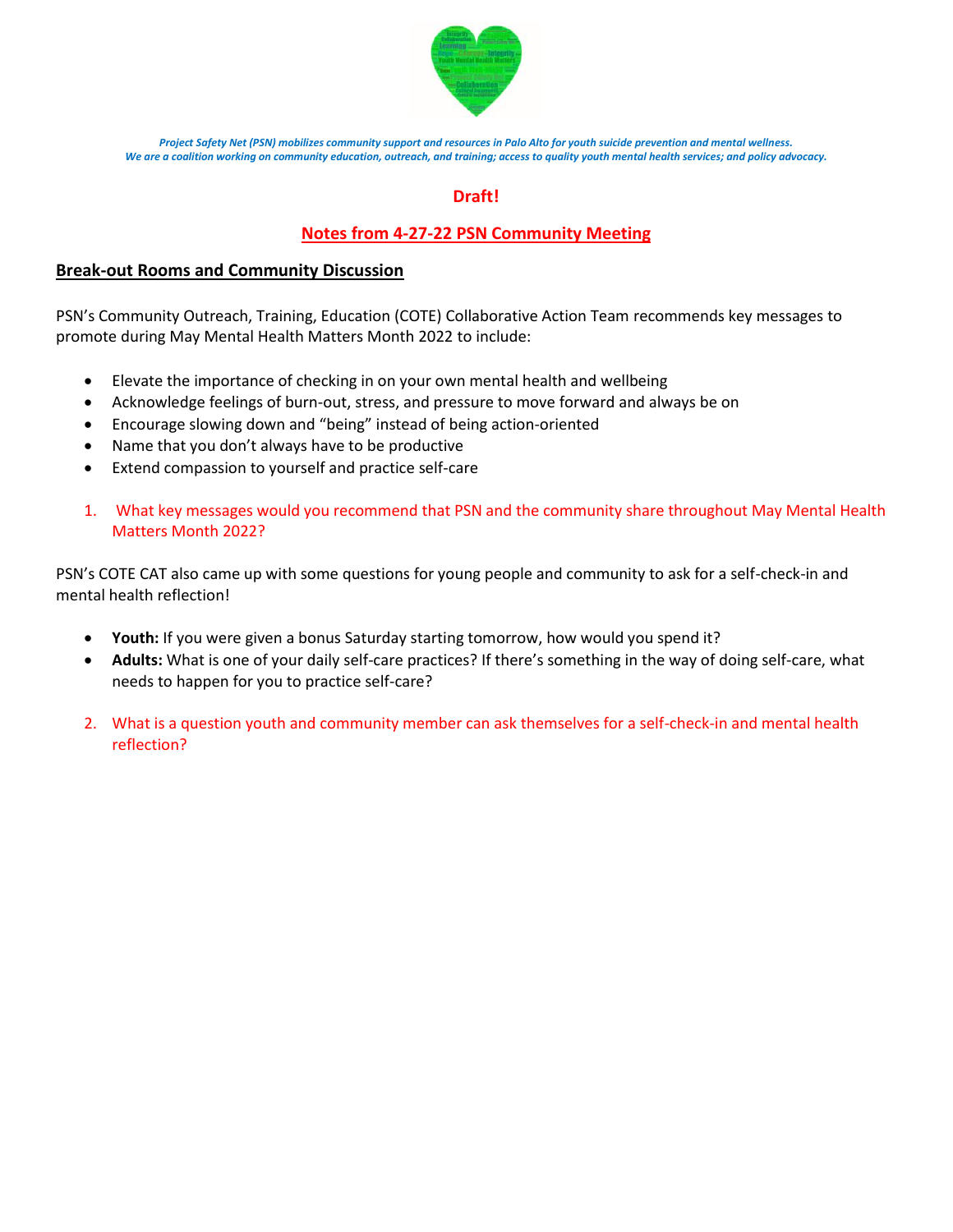*Project Safety Net (PSN) mobilizes community support and resources in Palo Alto for youth suicide prevention and mental wellness.*
*We are a coalition working on community education, outreach, and training; access to quality youth mental health services; and policy advocacy.*

**Draft!**

## Notes from 4-27-22 PSN Community Meeting

### Break-out Rooms and Community Discussion

PSN's Community Outreach, Training, Education (COTE) Collaborative Action Team recommends key messages to promote during May Mental Health Matters Month 2022 to include:

- Elevate the importance of checking in on your own mental health and wellbeing
- Acknowledge feelings of burn-out, stress, and pressure to move forward and always be on
- Encourage slowing down and "being" instead of being action-oriented
- Name that you don't always have to be productive
- Extend compassion to yourself and practice self-care

1. What key messages would you recommend that PSN and the community share throughout May Mental Health Matters Month 2022?

PSN's COTE CAT also came up with some questions for young people and community to ask for a self-check-in and mental health reflection!

- **Youth:** If you were given a bonus Saturday starting tomorrow, how would you spend it?
- **Adults:** What is one of your daily self-care practices? If there's something in the way of doing self-care, what needs to happen for you to practice self-care?

2. What is a question youth and community member can ask themselves for a self-check-in and mental health reflection?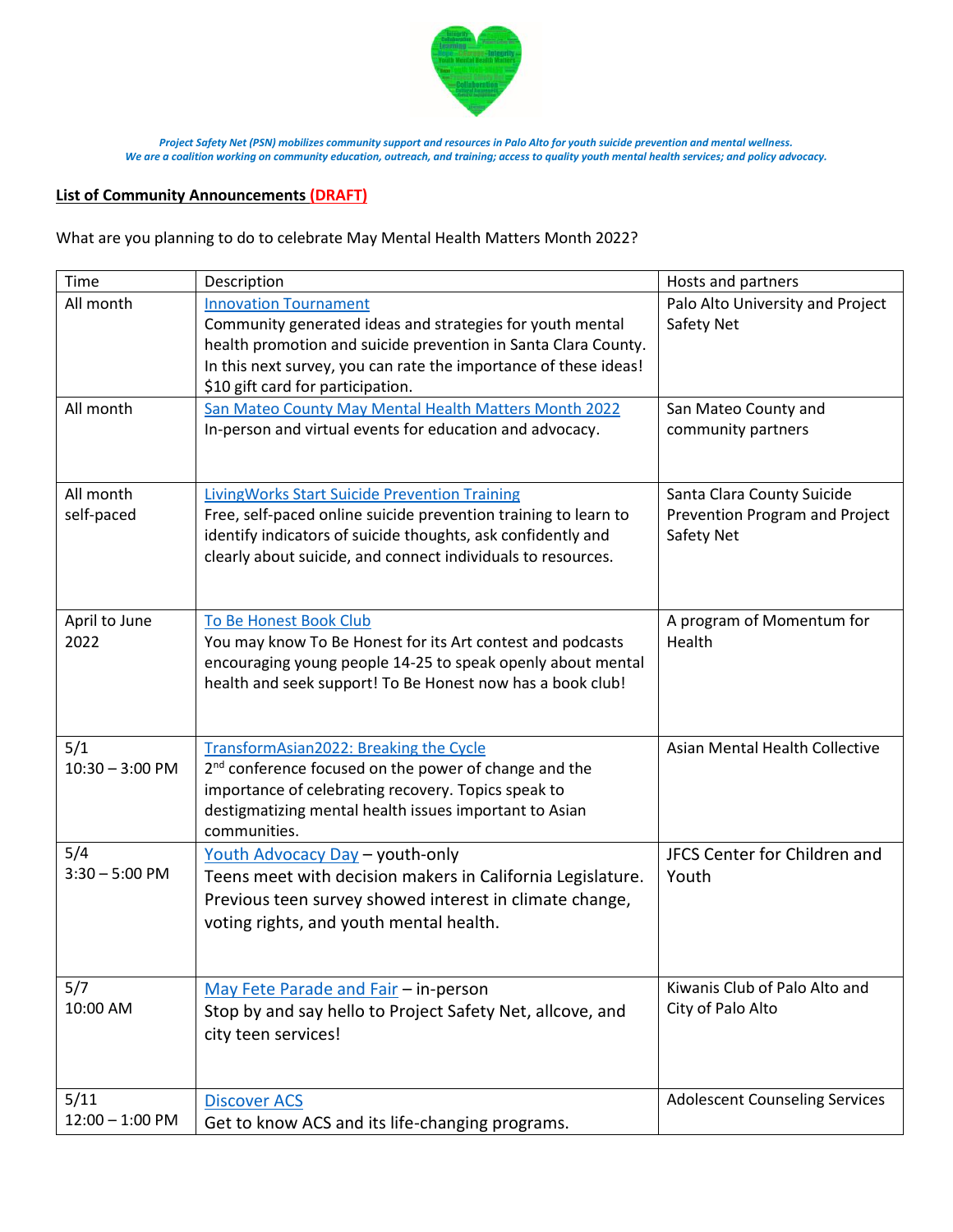*Project Safety Net (PSN) mobilizes community support and resources in Palo Alto for youth suicide prevention and mental wellness.*
*We are a coalition working on community education, outreach, and training; access to quality youth mental health services; and policy advocacy.*

**List of Community Announcements (DRAFT)**

What are you planning to do to celebrate May Mental Health Matters Month 2022?

| Time | Description | Hosts and partners |
|---|---|---|
| All month | Innovation Tournament<br>Community generated ideas and strategies for youth mental health promotion and suicide prevention in Santa Clara County. In this next survey, you can rate the importance of these ideas! $10 gift card for participation. | Palo Alto University and Project Safety Net |
| All month | San Mateo County May Mental Health Matters Month 2022<br>In-person and virtual events for education and advocacy. | San Mateo County and community partners |
| All month self-paced | LivingWorks Start Suicide Prevention Training<br>Free, self-paced online suicide prevention training to learn to identify indicators of suicide thoughts, ask confidently and clearly about suicide, and connect individuals to resources. | Santa Clara County Suicide Prevention Program and Project Safety Net |
| April to June 2022 | To Be Honest Book Club<br>You may know To Be Honest for its Art contest and podcasts encouraging young people 14-25 to speak openly about mental health and seek support! To Be Honest now has a book club! | A program of Momentum for Health |
| 5/1<br>10:30 – 3:00 PM | TransformAsian2022: Breaking the Cycle<br>2nd conference focused on the power of change and the importance of celebrating recovery. Topics speak to destigmatizing mental health issues important to Asian communities. | Asian Mental Health Collective |
| 5/4<br>3:30 – 5:00 PM | Youth Advocacy Day – youth-only<br>Teens meet with decision makers in California Legislature. Previous teen survey showed interest in climate change, voting rights, and youth mental health. | JFCS Center for Children and Youth |
| 5/7<br>10:00 AM | May Fete Parade and Fair – in-person<br>Stop by and say hello to Project Safety Net, allcove, and city teen services! | Kiwanis Club of Palo Alto and City of Palo Alto |
| 5/11<br>12:00 – 1:00 PM | Discover ACS<br>Get to know ACS and its life-changing programs. | Adolescent Counseling Services |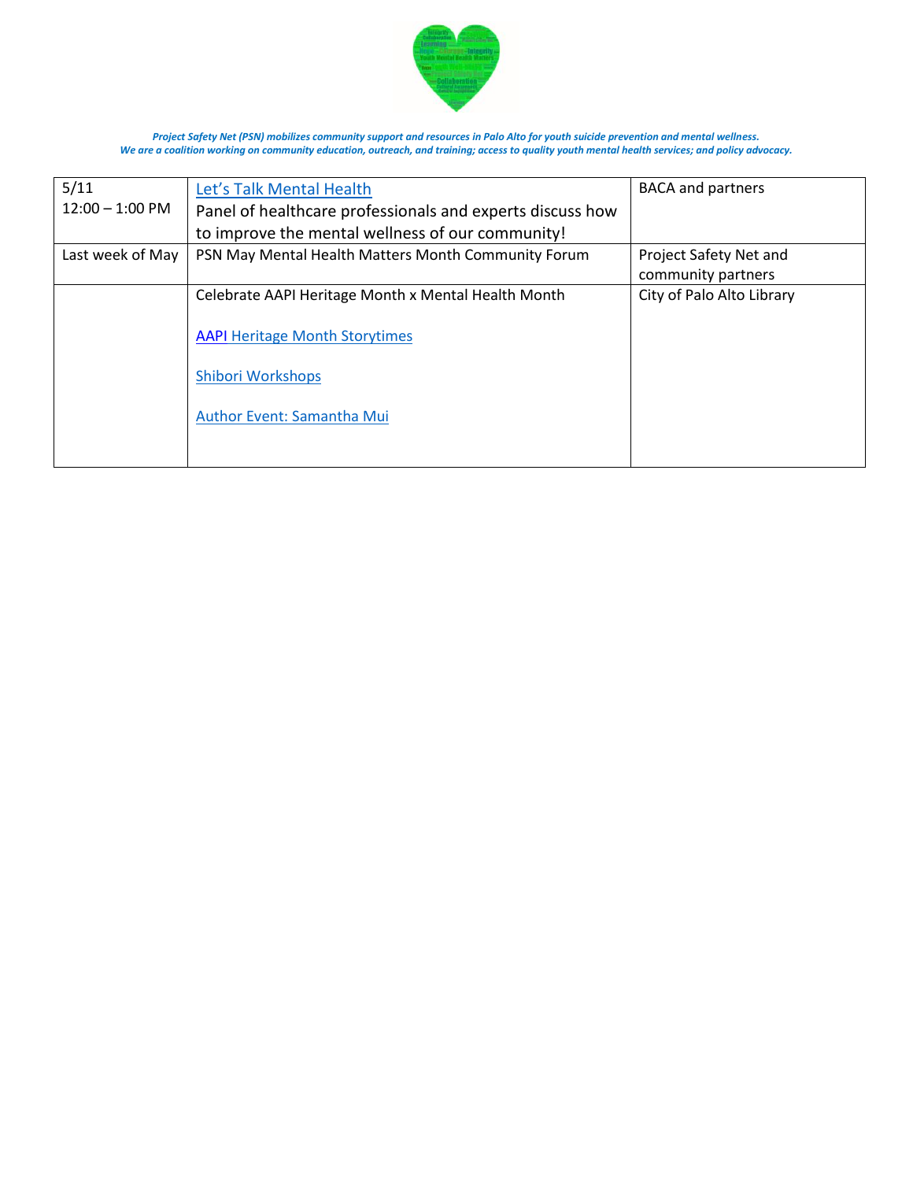*Project Safety Net (PSN) mobilizes community support and resources in Palo Alto for youth suicide prevention and mental wellness.*
*We are a coalition working on community education, outreach, and training; access to quality youth mental health services; and policy advocacy.*

| | | |
|---|---|---|
| 5/11<br>12:00 – 1:00 PM | Let's Talk Mental Health<br>Panel of healthcare professionals and experts discuss how to improve the mental wellness of our community! | BACA and partners |
| Last week of May | PSN May Mental Health Matters Month Community Forum | Project Safety Net and community partners |
| | Celebrate AAPI Heritage Month x Mental Health Month<br><br>AAPI Heritage Month Storytimes<br><br>Shibori Workshops<br><br>Author Event: Samantha Mui | City of Palo Alto Library |